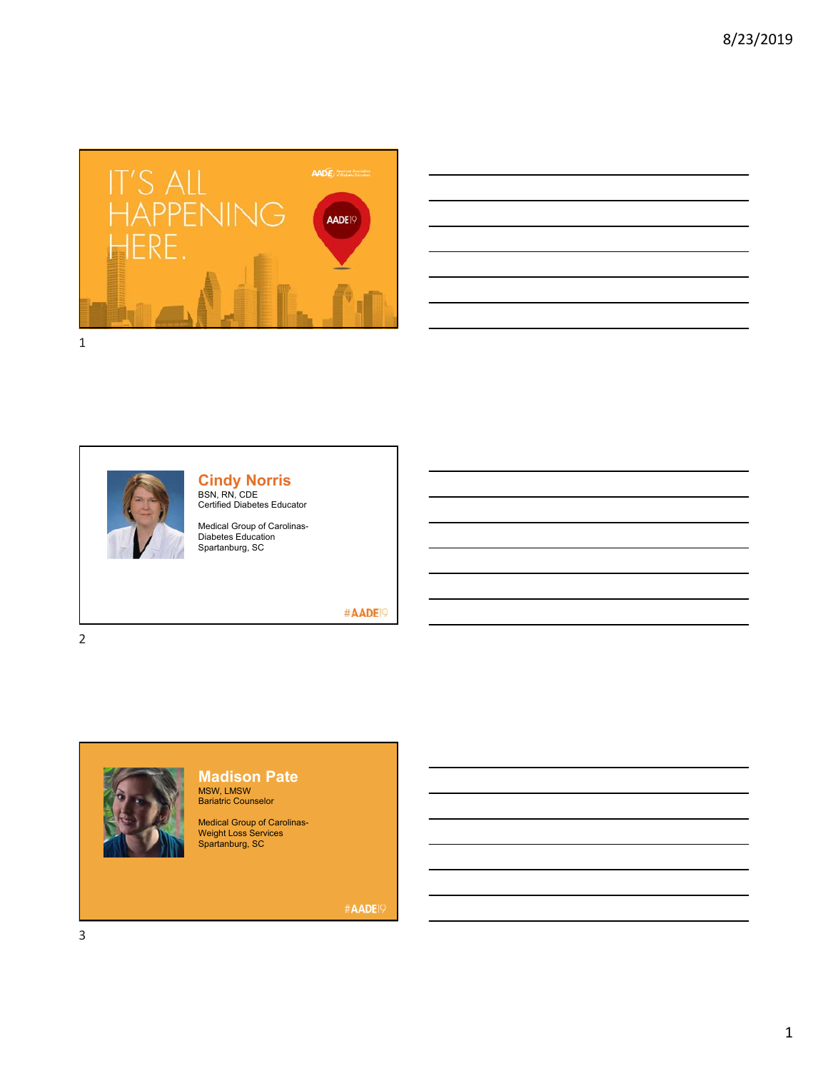IT'S ALL HAPPENING HERE.

AADE19

## Cindy Norris

BSN, RN, CDE
Certified Diabetes Educator

Medical Group of Carolinas-
Diabetes Education
Spartanburg, SC

#AADE19

## Madison Pate

MSW, LMSW
Bariatric Counselor

Medical Group of Carolinas-
Weight Loss Services
Spartanburg, SC

#AADE19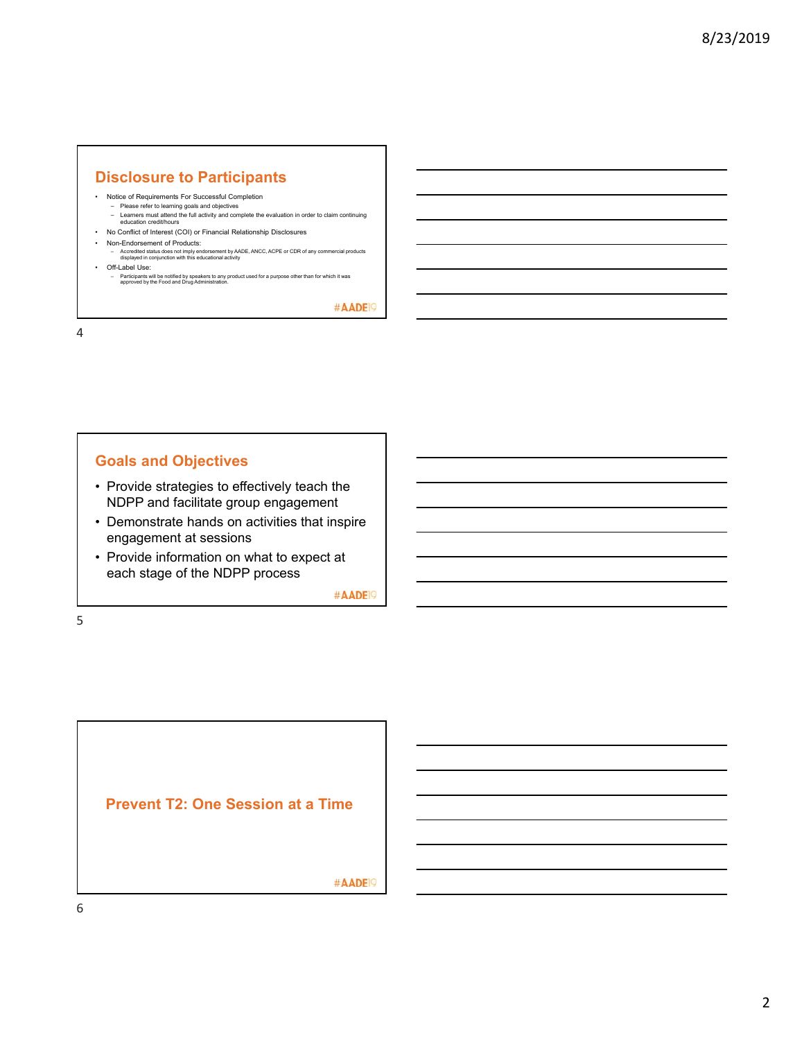## Disclosure to Participants

- Notice of Requirements For Successful Completion
  - Please refer to learning goals and objectives
  - Learners must attend the full activity and complete the evaluation in order to claim continuing education credit/hours
- No Conflict of Interest (COI) or Financial Relationship Disclosures
- Non-Endorsement of Products:
  - Accredited status does not imply endorsement by AADE, ANCC, ACPE or CDR of any commercial products displayed in conjunction with this educational activity
- Off-Label Use:
  - Participants will be notified by speakers to any product used for a purpose other than for which it was approved by the Food and Drug Administration.

#AADE19

## Goals and Objectives

- Provide strategies to effectively teach the NDPP and facilitate group engagement
- Demonstrate hands on activities that inspire engagement at sessions
- Provide information on what to expect at each stage of the NDPP process

#AADE19

## Prevent T2: One Session at a Time

#AADE19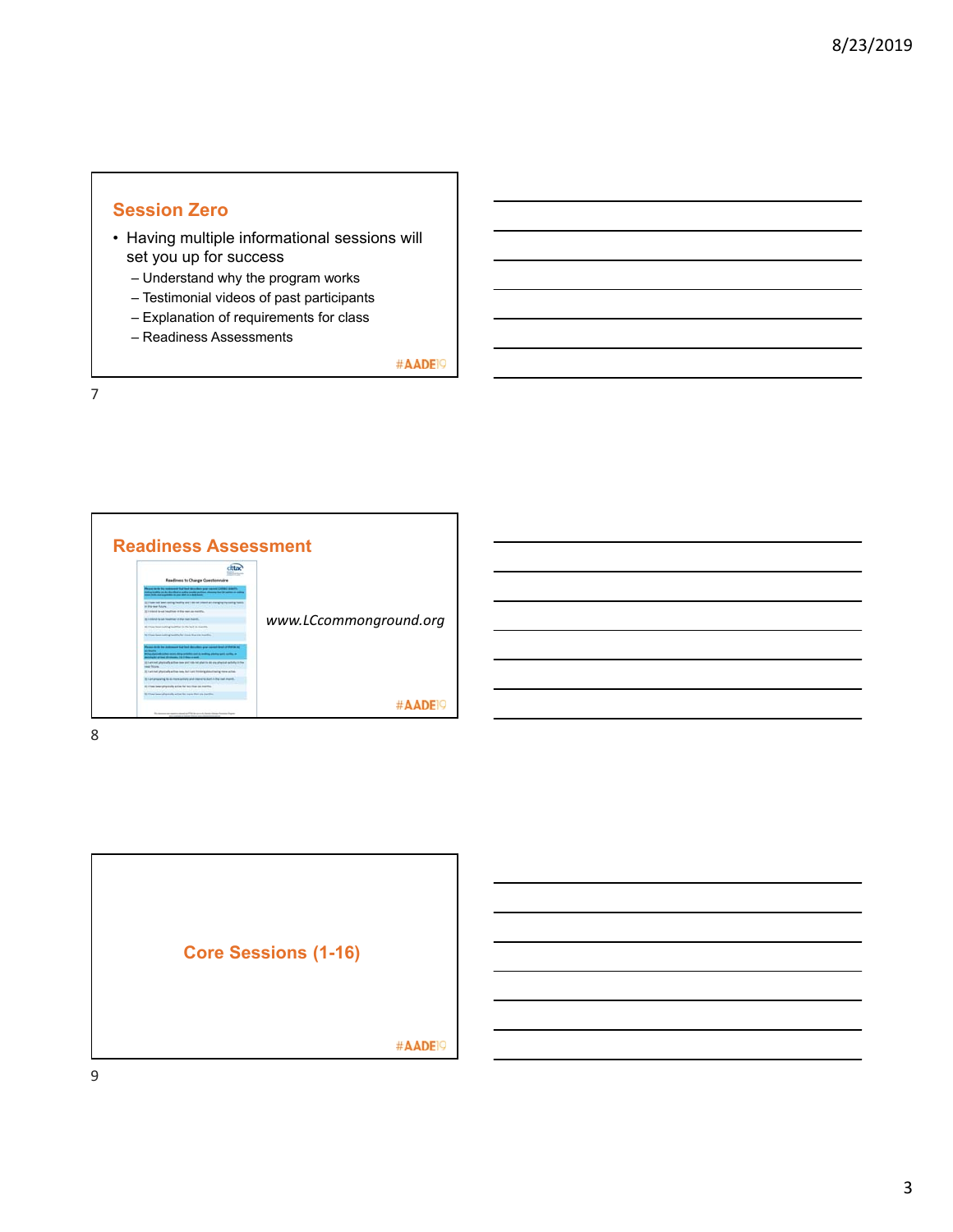## Session Zero

- Having multiple informational sessions will set you up for success
  - Understand why the program works
  - Testimonial videos of past participants
  - Explanation of requirements for class
  - Readiness Assessments

#AADE19

## Readiness Assessment

*www.LCcommonground.org*

#AADE19

## Core Sessions (1-16)

#AADE19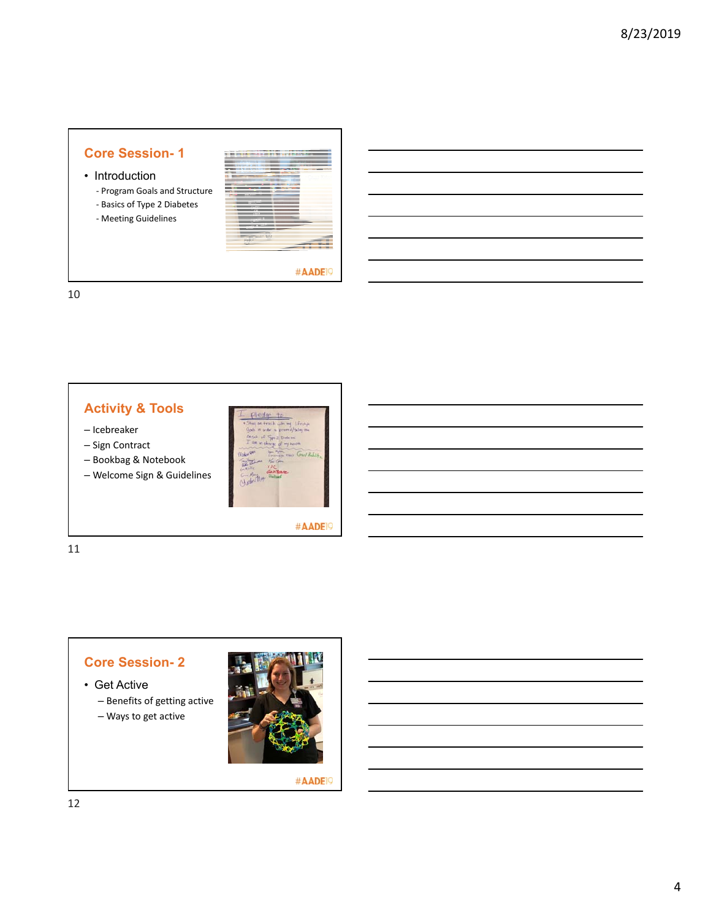## Core Session- 1

- Introduction
  - Program Goals and Structure
  - Basics of Type 2 Diabetes
  - Meeting Guidelines

#AADE19

## Activity & Tools

- Icebreaker
- Sign Contract
- Bookbag & Notebook
- Welcome Sign & Guidelines

#AADE19

## Core Session- 2

- Get Active
  - Benefits of getting active
  - Ways to get active

#AADE19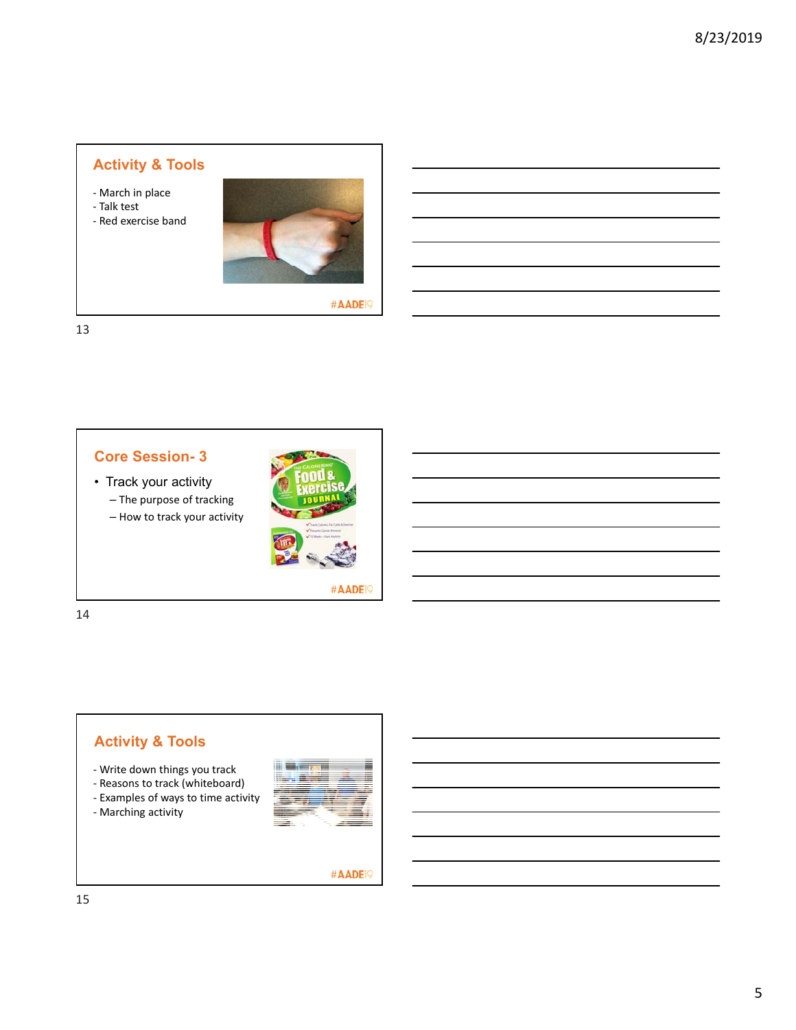## Activity & Tools

- March in place
- Talk test
- Red exercise band

#AADE19

## Core Session- 3

- Track your activity
  - The purpose of tracking
  - How to track your activity

#AADE19

## Activity & Tools

- Write down things you track
- Reasons to track (whiteboard)
- Examples of ways to time activity
- Marching activity

#AADE19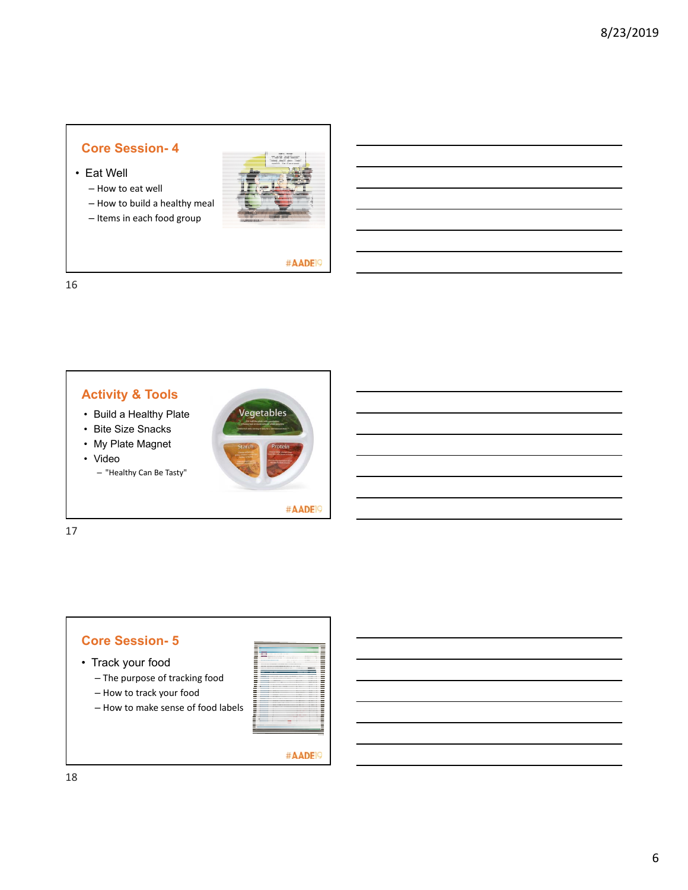## Core Session- 4

- Eat Well
  - How to eat well
  - How to build a healthy meal
  - Items in each food group

#AADE19

16

## Activity & Tools

- Build a Healthy Plate
- Bite Size Snacks
- My Plate Magnet
- Video
  - "Healthy Can Be Tasty"

#AADE19

17

## Core Session- 5

- Track your food
  - The purpose of tracking food
  - How to track your food
  - How to make sense of food labels

#AADE19

18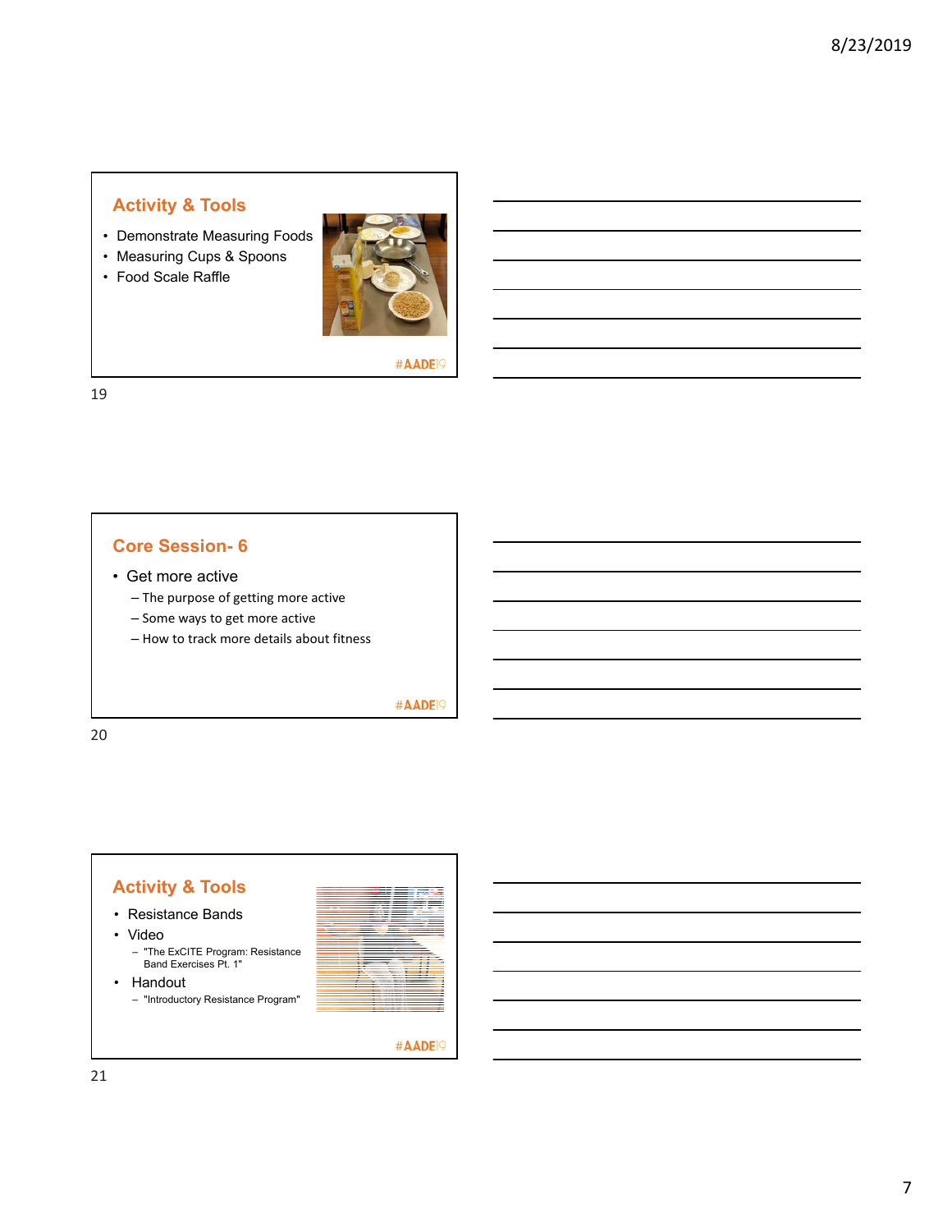## Activity & Tools

- Demonstrate Measuring Foods
- Measuring Cups & Spoons
- Food Scale Raffle

#AADE19

## Core Session- 6

- Get more active
  - The purpose of getting more active
  - Some ways to get more active
  - How to track more details about fitness

#AADE19

## Activity & Tools

- Resistance Bands
- Video
  - "The ExCITE Program: Resistance Band Exercises Pt. 1"
- Handout
  - "Introductory Resistance Program"

#AADE19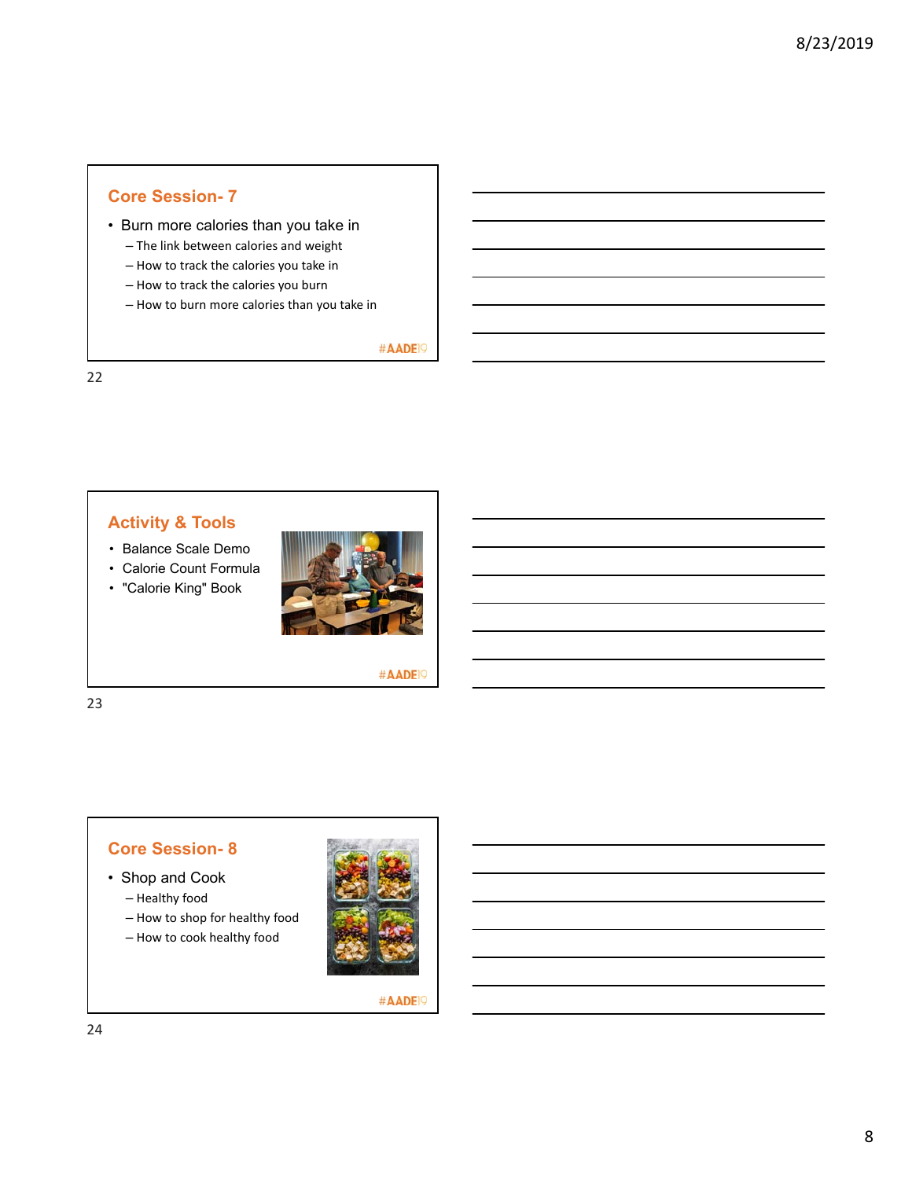## Core Session- 7

- Burn more calories than you take in
  - The link between calories and weight
  - How to track the calories you take in
  - How to track the calories you burn
  - How to burn more calories than you take in

#AADE19

## Activity & Tools

- Balance Scale Demo
- Calorie Count Formula
- "Calorie King" Book

#AADE19

## Core Session- 8

- Shop and Cook
  - Healthy food
  - How to shop for healthy food
  - How to cook healthy food

#AADE19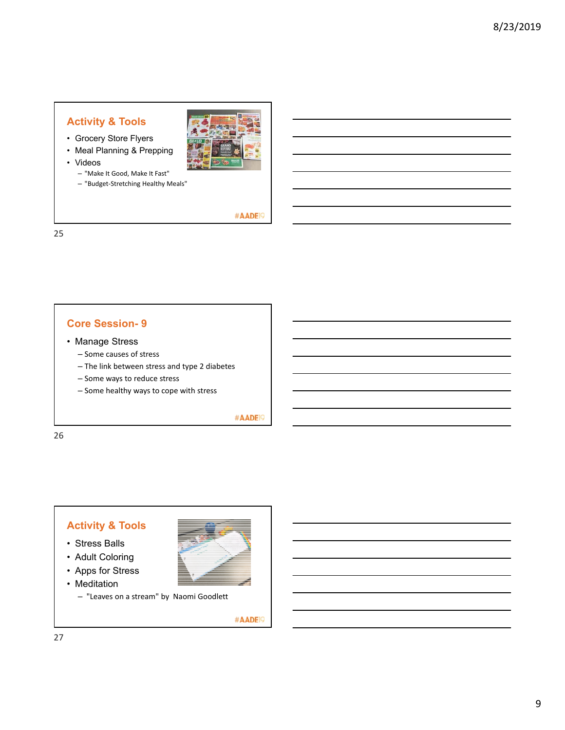## Activity & Tools

- Grocery Store Flyers
- Meal Planning & Prepping
- Videos
  - "Make It Good, Make It Fast"
  - "Budget-Stretching Healthy Meals"

#AADE19

## Core Session- 9

- Manage Stress
  - Some causes of stress
  - The link between stress and type 2 diabetes
  - Some ways to reduce stress
  - Some healthy ways to cope with stress

#AADE19

## Activity & Tools

- Stress Balls
- Adult Coloring
- Apps for Stress
- Meditation
  - "Leaves on a stream" by Naomi Goodlett

#AADE19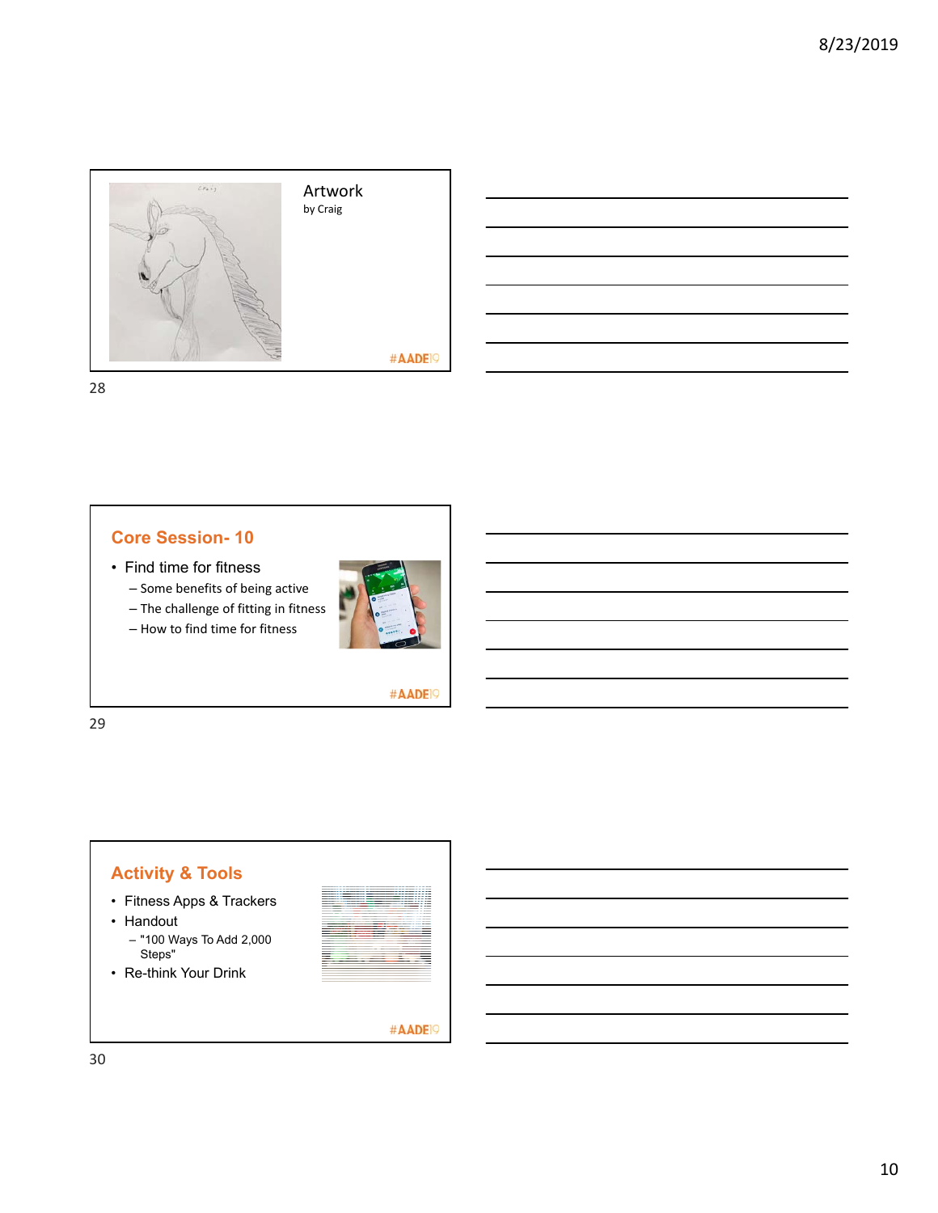## Artwork

by Craig

#AADE19

## Core Session- 10

- Find time for fitness
  - Some benefits of being active
  - The challenge of fitting in fitness
  - How to find time for fitness

#AADE19

## Activity & Tools

- Fitness Apps & Trackers
- Handout
  - "100 Ways To Add 2,000 Steps"
- Re-think Your Drink

#AADE19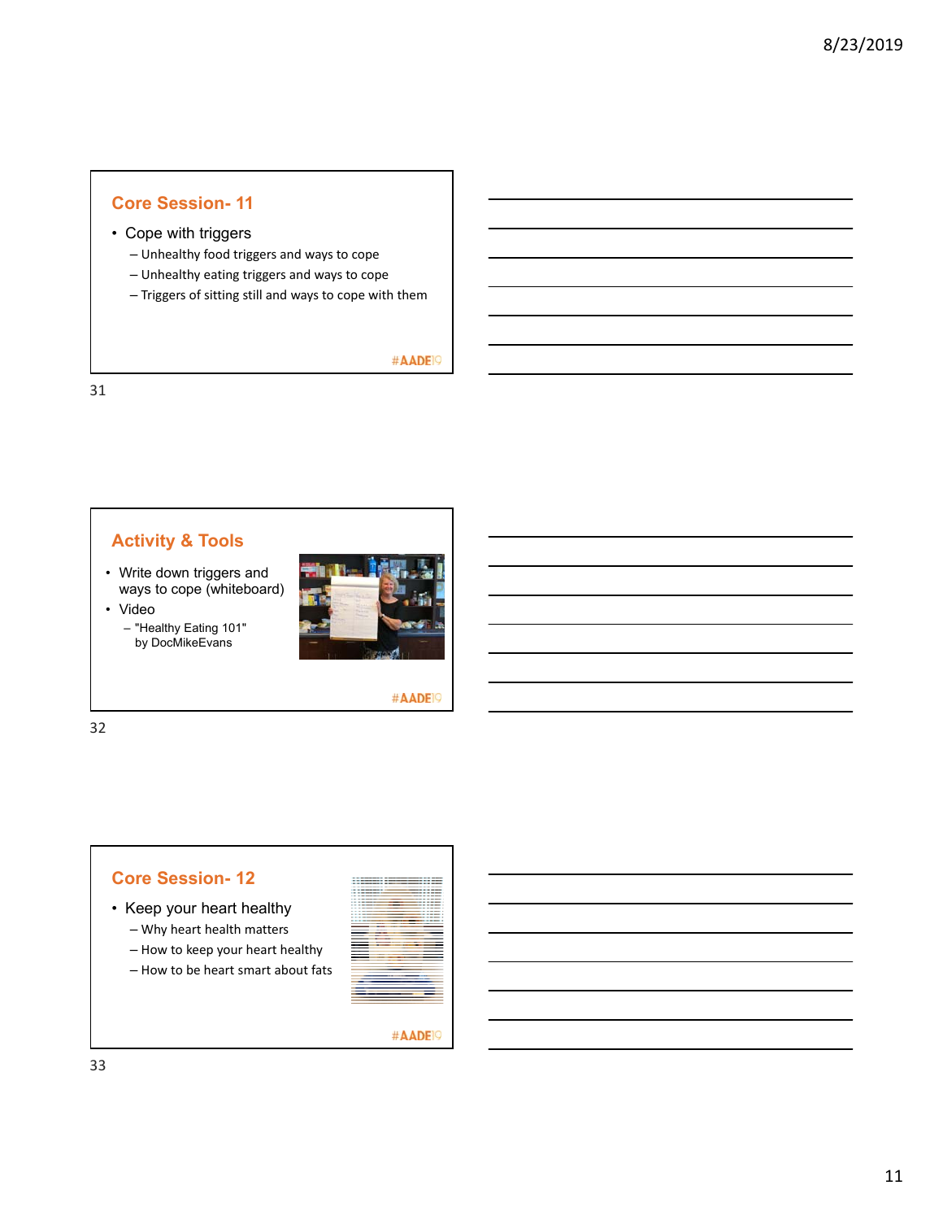## Core Session- 11

- Cope with triggers
  - Unhealthy food triggers and ways to cope
  - Unhealthy eating triggers and ways to cope
  - Triggers of sitting still and ways to cope with them

#AADE19

## Activity & Tools

- Write down triggers and ways to cope (whiteboard)
- Video
  - "Healthy Eating 101" by DocMikeEvans

#AADE19

## Core Session- 12

- Keep your heart healthy
  - Why heart health matters
  - How to keep your heart healthy
  - How to be heart smart about fats

#AADE19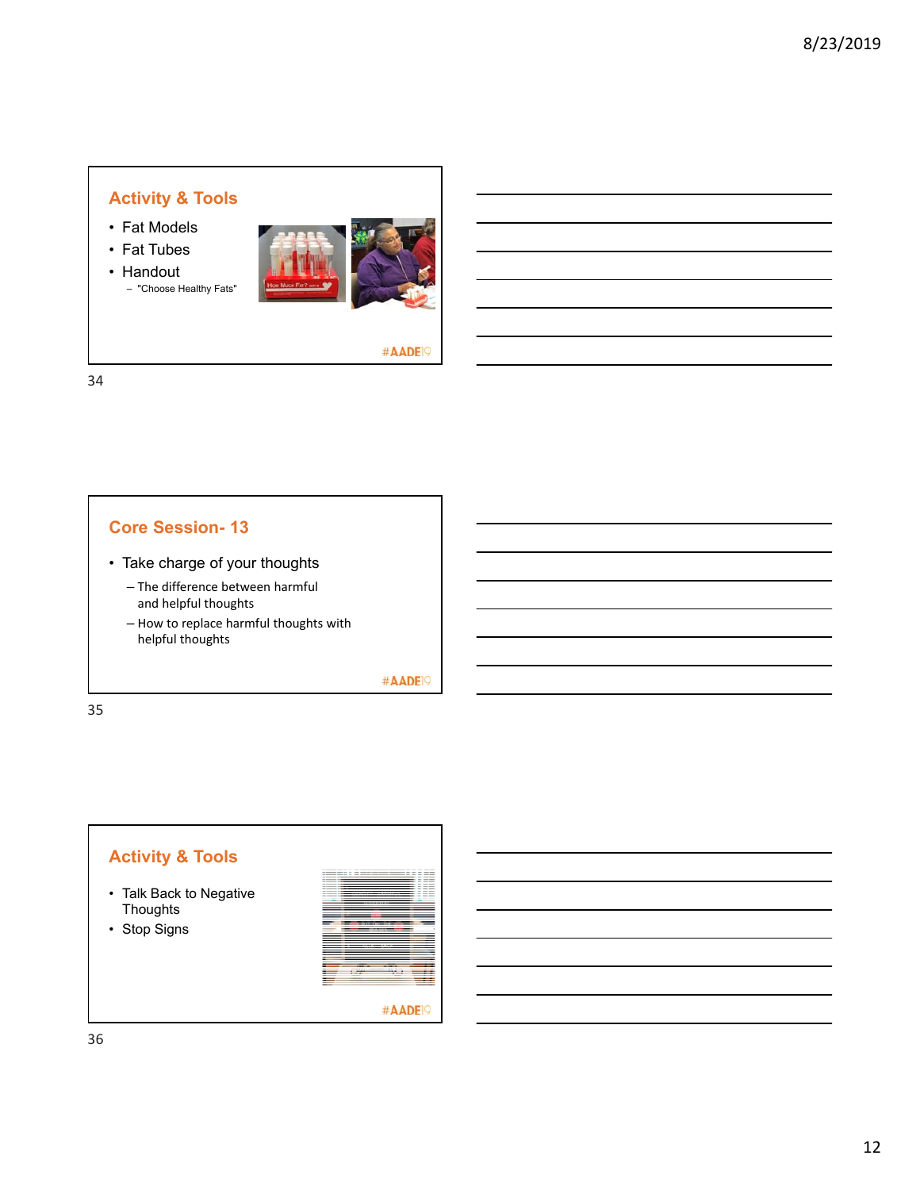## Activity & Tools

- Fat Models
- Fat Tubes
- Handout
  - "Choose Healthy Fats"

#AADE19

## Core Session- 13

- Take charge of your thoughts
  - The difference between harmful and helpful thoughts
  - How to replace harmful thoughts with helpful thoughts

#AADE19

## Activity & Tools

- Talk Back to Negative Thoughts
- Stop Signs

#AADE19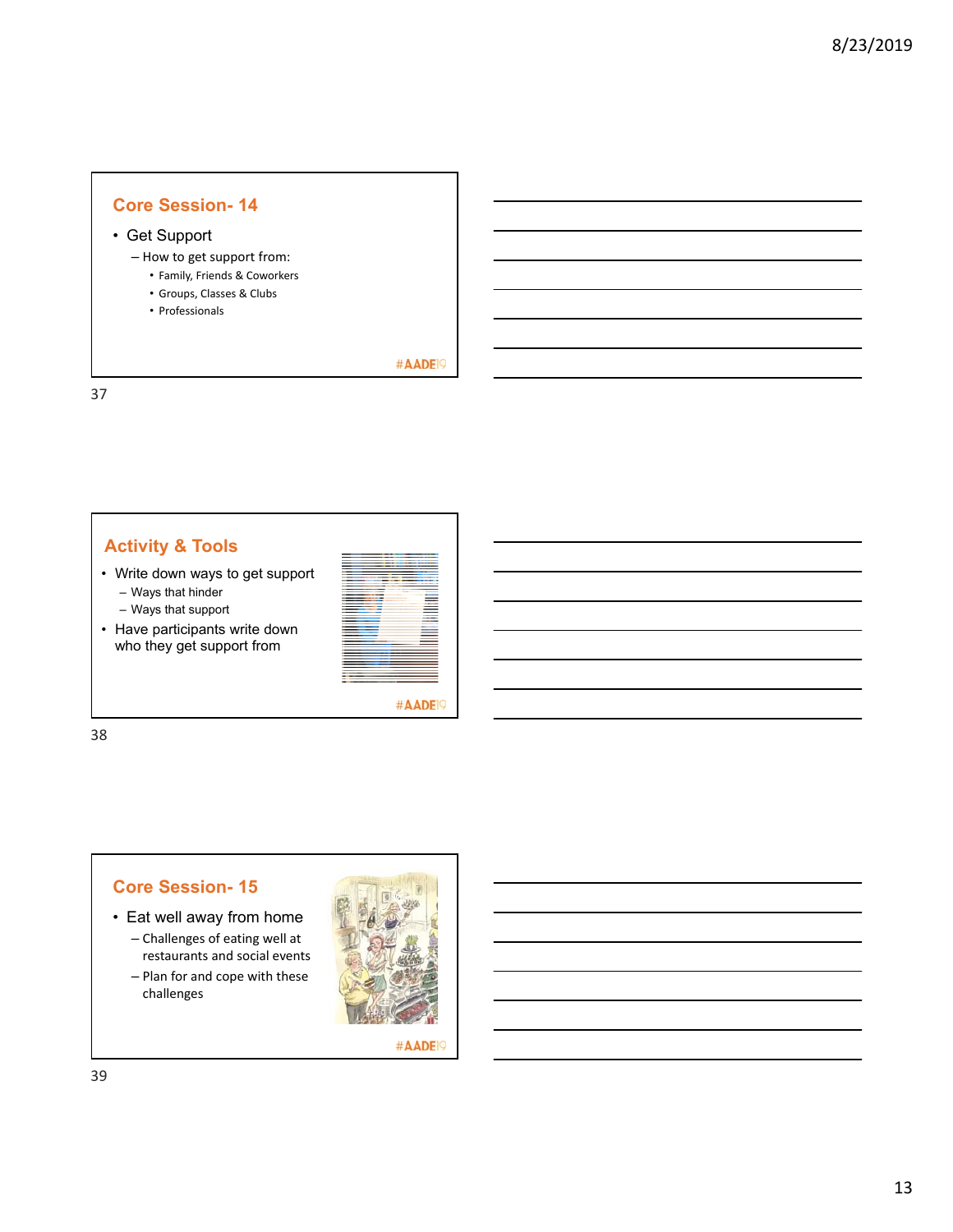## Core Session- 14

- Get Support
  - How to get support from:
    - Family, Friends & Coworkers
    - Groups, Classes & Clubs
    - Professionals

#AADE19

## Activity & Tools

- Write down ways to get support
  - Ways that hinder
  - Ways that support
- Have participants write down who they get support from

#AADE19

## Core Session- 15

- Eat well away from home
  - Challenges of eating well at restaurants and social events
  - Plan for and cope with these challenges

#AADE19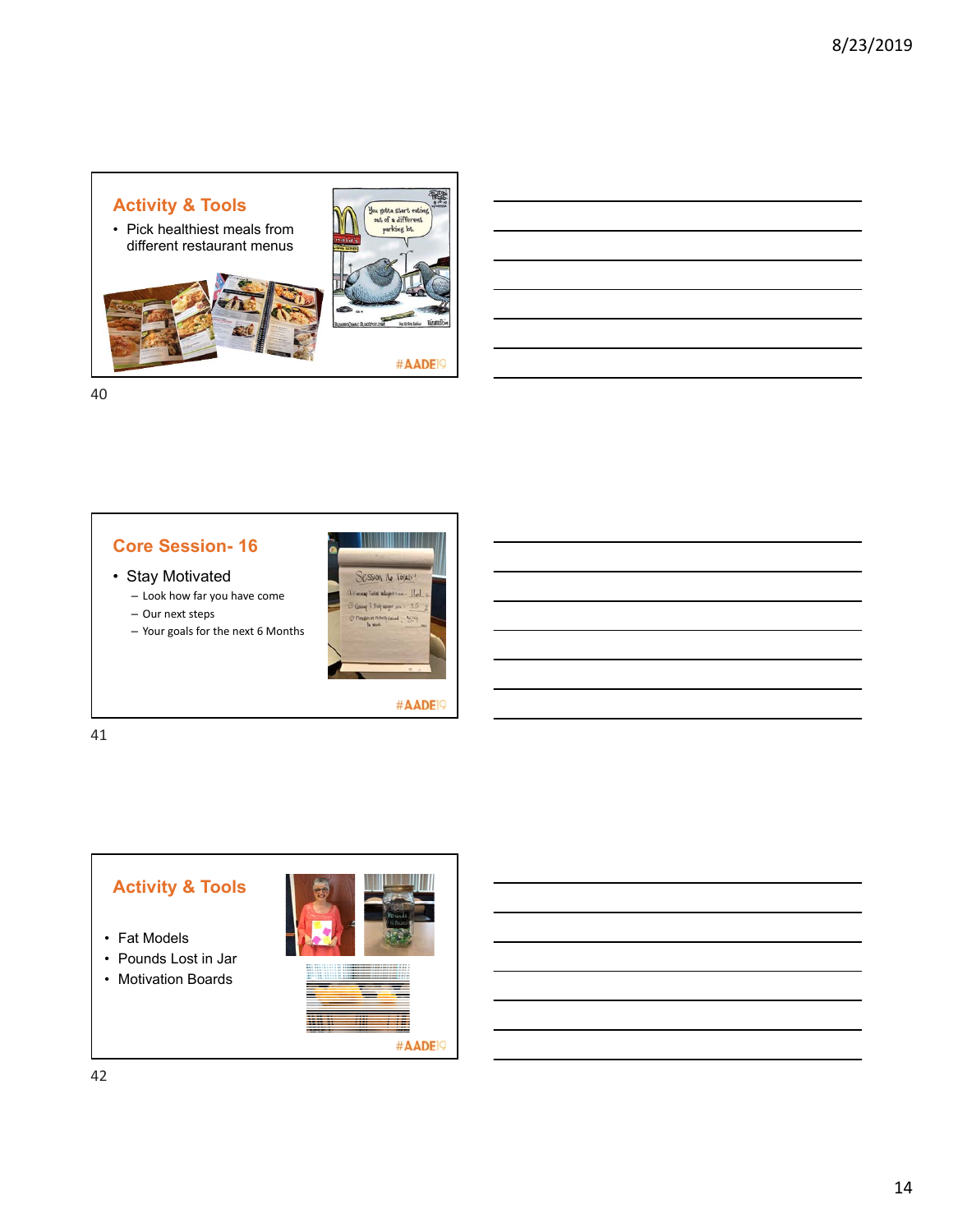## Activity & Tools

- Pick healthiest meals from different restaurant menus

## Core Session- 16

- Stay Motivated
  - Look how far you have come
  - Our next steps
  - Your goals for the next 6 Months

## Activity & Tools

- Fat Models
- Pounds Lost in Jar
- Motivation Boards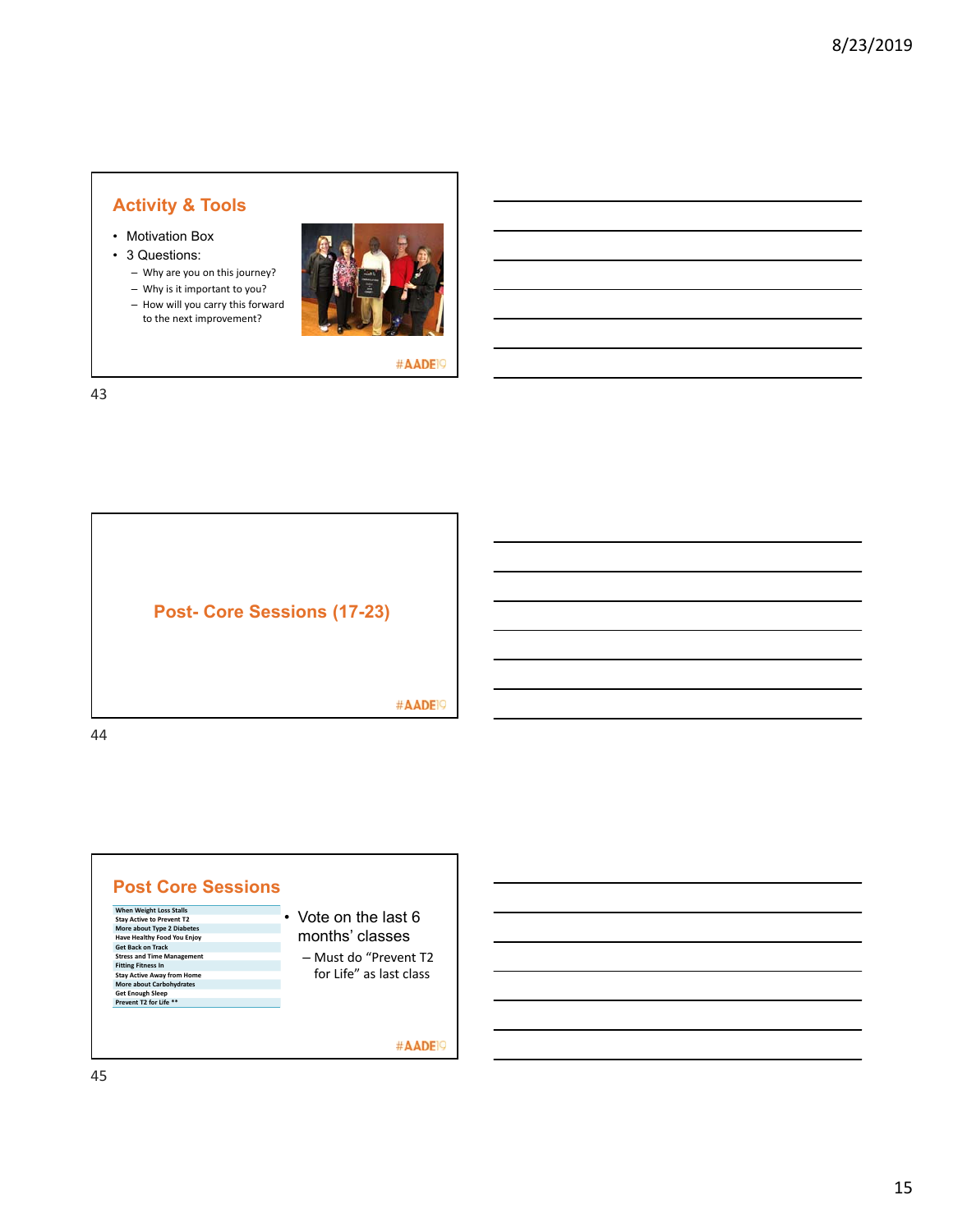## Activity & Tools

- Motivation Box
- 3 Questions:
  - Why are you on this journey?
  - Why is it important to you?
  - How will you carry this forward to the next improvement?

#AADE19

## Post- Core Sessions (17-23)

#AADE19

## Post Core Sessions

| When Weight Loss Stalls |
|---|
| Stay Active to Prevent T2 |
| More about Type 2 Diabetes |
| Have Healthy Food You Enjoy |
| Get Back on Track |
| Stress and Time Management |
| Fitting Fitness In |
| Stay Active Away from Home |
| More about Carbohydrates |
| Get Enough Sleep |
| Prevent T2 for Life ** |

- Vote on the last 6 months' classes
  - Must do "Prevent T2 for Life" as last class

#AADE19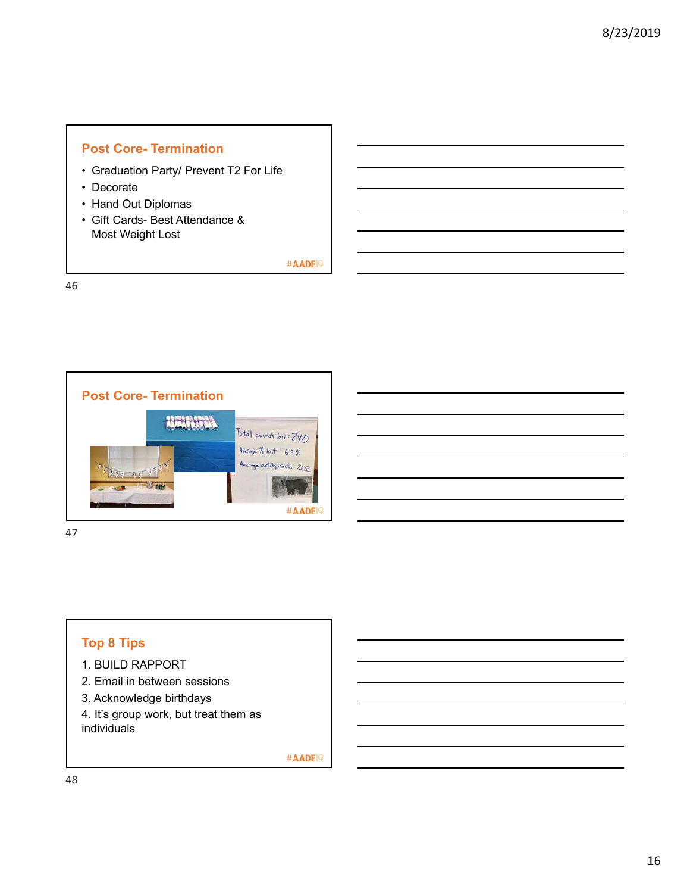## Post Core- Termination

- Graduation Party/ Prevent T2 For Life
- Decorate
- Hand Out Diplomas
- Gift Cards- Best Attendance & Most Weight Lost

#AADE19

## Post Core- Termination

Total pounds lost: 240
Average % lost: 6.9%
Average activity minutes: 202

#AADE19

## Top 8 Tips

1. BUILD RAPPORT
2. Email in between sessions
3. Acknowledge birthdays
4. It's group work, but treat them as individuals

#AADE19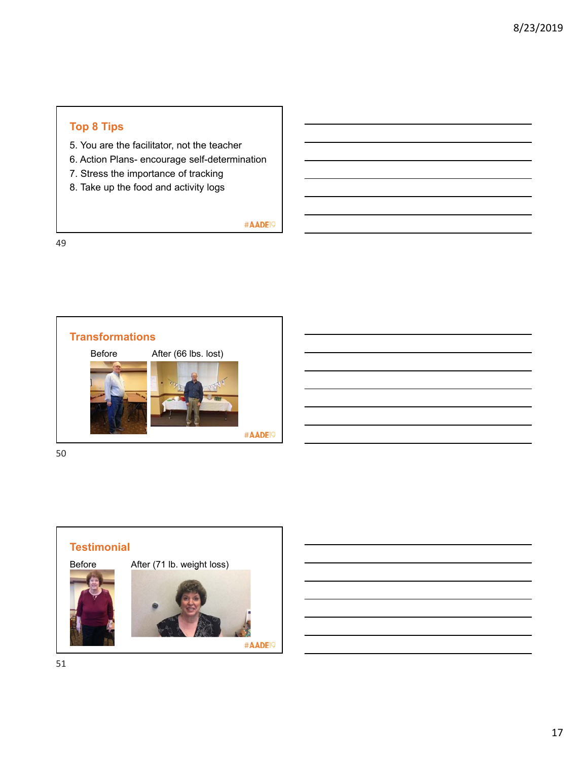## Top 8 Tips

5. You are the facilitator, not the teacher
6. Action Plans- encourage self-determination
7. Stress the importance of tracking
8. Take up the food and activity logs

#AADE19

## Transformations

Before

After (66 lbs. lost)

#AADE19

## Testimonial

Before

After (71 lb. weight loss)

#AADE19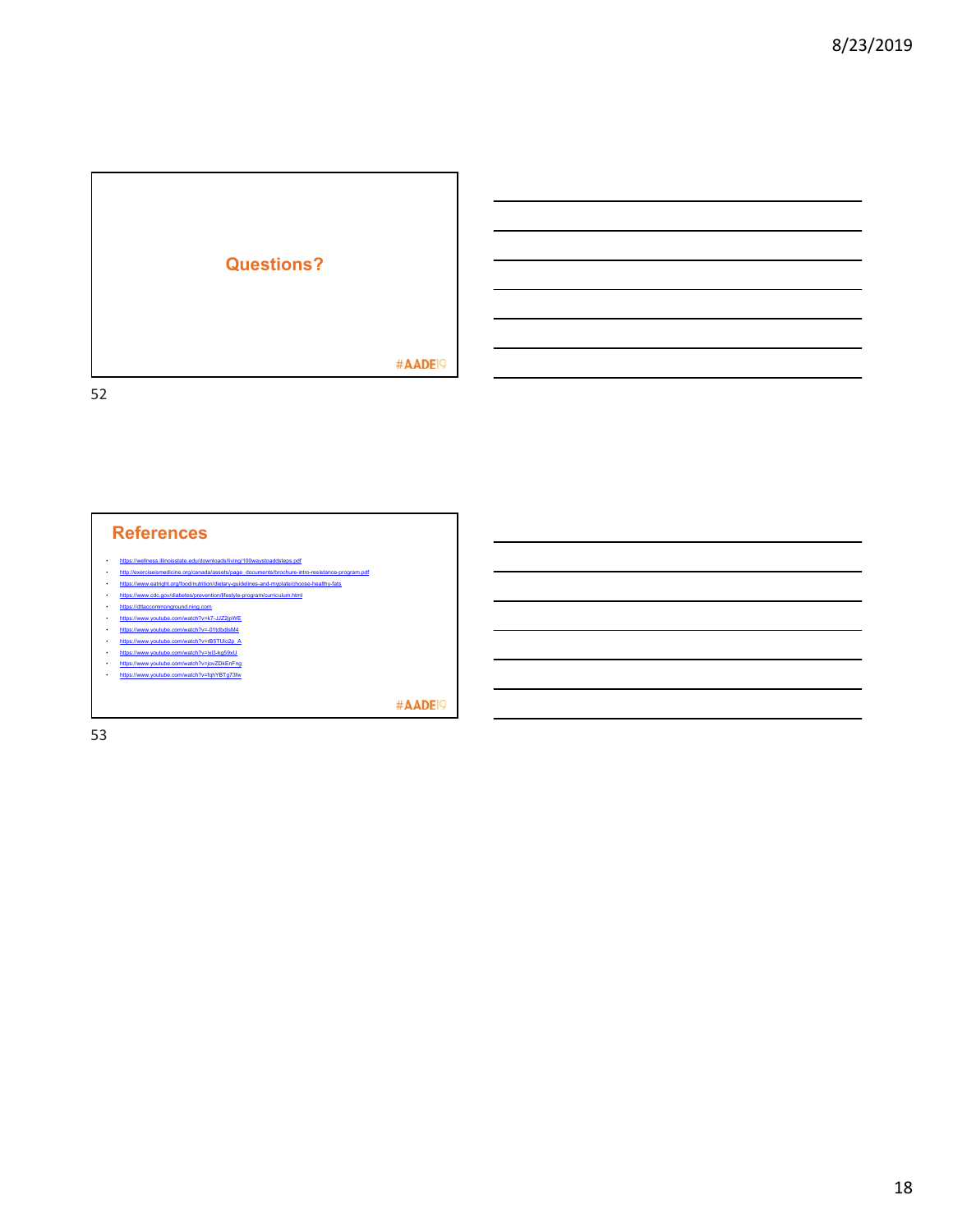## Questions?

#AADE19

## References

- https://wellness.illinoisstate.edu/downloads/living/100waystoaddsteps.pdf
- http://exerciseismedicine.org/canada/assets/page_documents/brochure-intro-resistance-program.pdf
- https://www.eatright.org/food/nutrition/dietary-guidelines-and-myplate/choose-healthy-fats
- https://www.cdc.gov/diabetes/prevention/lifestyle-program/curriculum.html
- https://dttaccommonground.ning.com
- https://www.youtube.com/watch?v=k7-JJZ2jpWE
- https://www.youtube.com/watch?v=-01tdbdlsM4
- https://www.youtube.com/watch?v=rB5TUlo2p_A
- https://www.youtube.com/watch?v=ixl3-kg59xU
- https://www.youtube.com/watch?v=jovZDkEnFng
- https://www.youtube.com/watch?v=fqhYBTg73fw

#AADE19